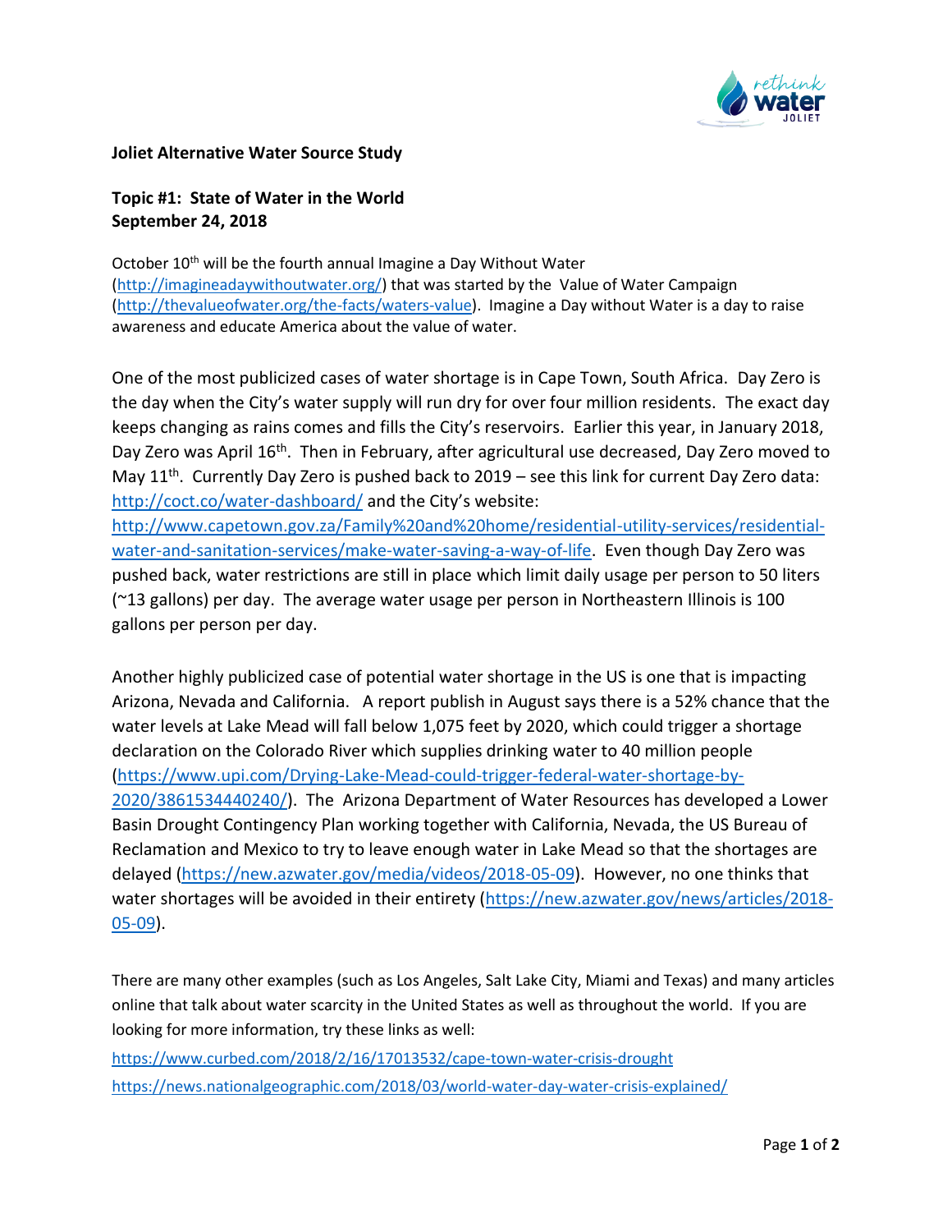**Joliet Alternative Water Source Study**

**Topic #1: State of Water in the World**
**September 24, 2018**

October 10th will be the fourth annual Imagine a Day Without Water (http://imagineadaywithoutwater.org/) that was started by the Value of Water Campaign (http://thevalueofwater.org/the-facts/waters-value). Imagine a Day without Water is a day to raise awareness and educate America about the value of water.

One of the most publicized cases of water shortage is in Cape Town, South Africa. Day Zero is the day when the City's water supply will run dry for over four million residents. The exact day keeps changing as rains comes and fills the City's reservoirs. Earlier this year, in January 2018, Day Zero was April 16th. Then in February, after agricultural use decreased, Day Zero moved to May 11th. Currently Day Zero is pushed back to 2019 – see this link for current Day Zero data: http://coct.co/water-dashboard/ and the City's website: http://www.capetown.gov.za/Family%20and%20home/residential-utility-services/residential-water-and-sanitation-services/make-water-saving-a-way-of-life. Even though Day Zero was pushed back, water restrictions are still in place which limit daily usage per person to 50 liters (~13 gallons) per day. The average water usage per person in Northeastern Illinois is 100 gallons per person per day.

Another highly publicized case of potential water shortage in the US is one that is impacting Arizona, Nevada and California. A report publish in August says there is a 52% chance that the water levels at Lake Mead will fall below 1,075 feet by 2020, which could trigger a shortage declaration on the Colorado River which supplies drinking water to 40 million people (https://www.upi.com/Drying-Lake-Mead-could-trigger-federal-water-shortage-by-2020/3861534440240/). The Arizona Department of Water Resources has developed a Lower Basin Drought Contingency Plan working together with California, Nevada, the US Bureau of Reclamation and Mexico to try to leave enough water in Lake Mead so that the shortages are delayed (https://new.azwater.gov/media/videos/2018-05-09). However, no one thinks that water shortages will be avoided in their entirety (https://new.azwater.gov/news/articles/2018-05-09).

There are many other examples (such as Los Angeles, Salt Lake City, Miami and Texas) and many articles online that talk about water scarcity in the United States as well as throughout the world. If you are looking for more information, try these links as well:

https://www.curbed.com/2018/2/16/17013532/cape-town-water-crisis-drought

https://news.nationalgeographic.com/2018/03/world-water-day-water-crisis-explained/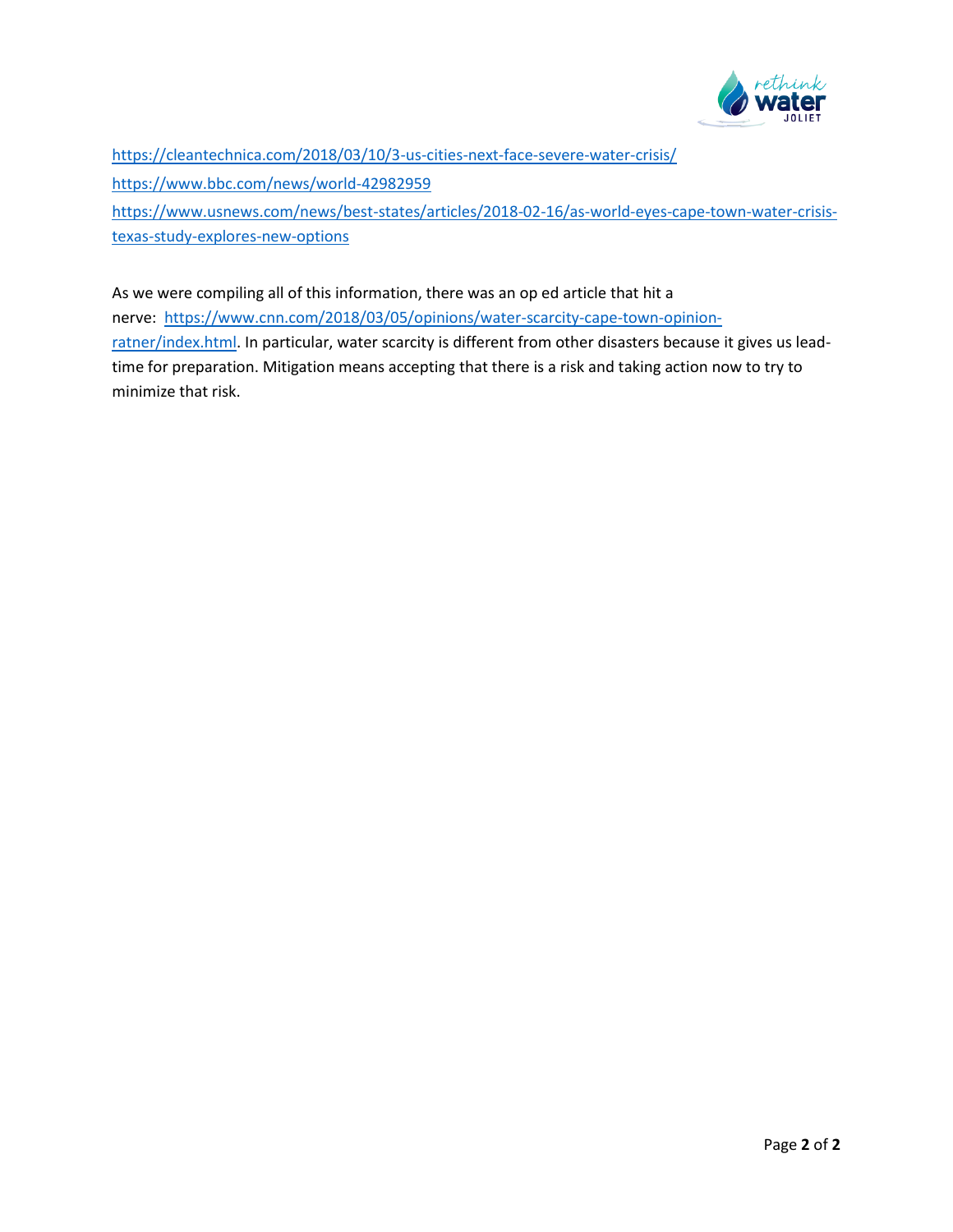https://cleantechnica.com/2018/03/10/3-us-cities-next-face-severe-water-crisis/

https://www.bbc.com/news/world-42982959

https://www.usnews.com/news/best-states/articles/2018-02-16/as-world-eyes-cape-town-water-crisis-texas-study-explores-new-options

As we were compiling all of this information, there was an op ed article that hit a nerve: https://www.cnn.com/2018/03/05/opinions/water-scarcity-cape-town-opinion-ratner/index.html. In particular, water scarcity is different from other disasters because it gives us lead-time for preparation. Mitigation means accepting that there is a risk and taking action now to try to minimize that risk.